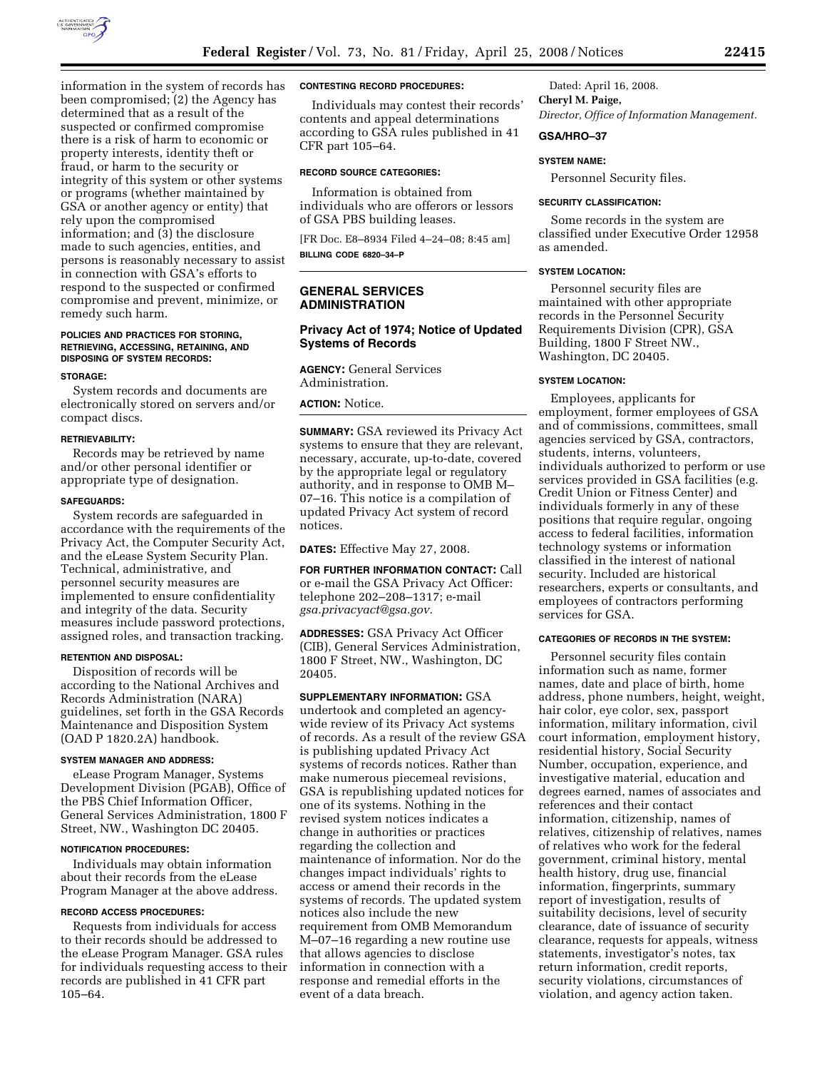information in the system of records has been compromised; (2) the Agency has determined that as a result of the suspected or confirmed compromise there is a risk of harm to economic or property interests, identity theft or fraud, or harm to the security or integrity of this system or other systems or programs (whether maintained by GSA or another agency or entity) that rely upon the compromised information; and (3) the disclosure made to such agencies, entities, and persons is reasonably necessary to assist in connection with GSA's efforts to respond to the suspected or confirmed compromise and prevent, minimize, or remedy such harm.

#### POLICIES AND PRACTICES FOR STORING, RETRIEVING, ACCESSING, RETAINING, AND DISPOSING OF SYSTEM RECORDS:

#### STORAGE:

System records and documents are electronically stored on servers and/or compact discs.

#### RETRIEVABILITY:

Records may be retrieved by name and/or other personal identifier or appropriate type of designation.

#### SAFEGUARDS:

System records are safeguarded in accordance with the requirements of the Privacy Act, the Computer Security Act, and the eLease System Security Plan. Technical, administrative, and personnel security measures are implemented to ensure confidentiality and integrity of the data. Security measures include password protections, assigned roles, and transaction tracking.

#### RETENTION AND DISPOSAL:

Disposition of records will be according to the National Archives and Records Administration (NARA) guidelines, set forth in the GSA Records Maintenance and Disposition System (OAD P 1820.2A) handbook.

#### SYSTEM MANAGER AND ADDRESS:

eLease Program Manager, Systems Development Division (PGAB), Office of the PBS Chief Information Officer, General Services Administration, 1800 F Street, NW., Washington DC 20405.

#### NOTIFICATION PROCEDURES:

Individuals may obtain information about their records from the eLease Program Manager at the above address.

#### RECORD ACCESS PROCEDURES:

Requests from individuals for access to their records should be addressed to the eLease Program Manager. GSA rules for individuals requesting access to their records are published in 41 CFR part 105–64.

#### CONTESTING RECORD PROCEDURES:

Individuals may contest their records' contents and appeal determinations according to GSA rules published in 41 CFR part 105–64.

#### RECORD SOURCE CATEGORIES:

Information is obtained from individuals who are offerors or lessors of GSA PBS building leases.

[FR Doc. E8–8934 Filed 4–24–08; 8:45 am]

**BILLING CODE 6820–34–P**

---

## GENERAL SERVICES ADMINISTRATION

### Privacy Act of 1974; Notice of Updated Systems of Records

**AGENCY:** General Services Administration.

**ACTION:** Notice.

**SUMMARY:** GSA reviewed its Privacy Act systems to ensure that they are relevant, necessary, accurate, up-to-date, covered by the appropriate legal or regulatory authority, and in response to OMB M–07–16. This notice is a compilation of updated Privacy Act system of record notices.

**DATES:** Effective May 27, 2008.

**FOR FURTHER INFORMATION CONTACT:** Call or e-mail the GSA Privacy Act Officer: telephone 202–208–1317; e-mail *gsa.privacyact@gsa.gov.*

**ADDRESSES:** GSA Privacy Act Officer (CIB), General Services Administration, 1800 F Street, NW., Washington, DC 20405.

**SUPPLEMENTARY INFORMATION:** GSA undertook and completed an agency-wide review of its Privacy Act systems of records. As a result of the review GSA is publishing updated Privacy Act systems of records notices. Rather than make numerous piecemeal revisions, GSA is republishing updated notices for one of its systems. Nothing in the revised system notices indicates a change in authorities or practices regarding the collection and maintenance of information. Nor do the changes impact individuals' rights to access or amend their records in the systems of records. The updated system notices also include the new requirement from OMB Memorandum M–07–16 regarding a new routine use that allows agencies to disclose information in connection with a response and remedial efforts in the event of a data breach.

Dated: April 16, 2008.

**Cheryl M. Paige,**

*Director, Office of Information Management.*

#### GSA/HRO–37

#### SYSTEM NAME:

Personnel Security files.

#### SECURITY CLASSIFICATION:

Some records in the system are classified under Executive Order 12958 as amended.

#### SYSTEM LOCATION:

Personnel security files are maintained with other appropriate records in the Personnel Security Requirements Division (CPR), GSA Building, 1800 F Street NW., Washington, DC 20405.

#### SYSTEM LOCATION:

Employees, applicants for employment, former employees of GSA and of commissions, committees, small agencies serviced by GSA, contractors, students, interns, volunteers, individuals authorized to perform or use services provided in GSA facilities (e.g. Credit Union or Fitness Center) and individuals formerly in any of these positions that require regular, ongoing access to federal facilities, information technology systems or information classified in the interest of national security. Included are historical researchers, experts or consultants, and employees of contractors performing services for GSA.

#### CATEGORIES OF RECORDS IN THE SYSTEM:

Personnel security files contain information such as name, former names, date and place of birth, home address, phone numbers, height, weight, hair color, eye color, sex, passport information, military information, civil court information, employment history, residential history, Social Security Number, occupation, experience, and investigative material, education and degrees earned, names of associates and references and their contact information, citizenship, names of relatives, citizenship of relatives, names of relatives who work for the federal government, criminal history, mental health history, drug use, financial information, fingerprints, summary report of investigation, results of suitability decisions, level of security clearance, date of issuance of security clearance, requests for appeals, witness statements, investigator's notes, tax return information, credit reports, security violations, circumstances of violation, and agency action taken.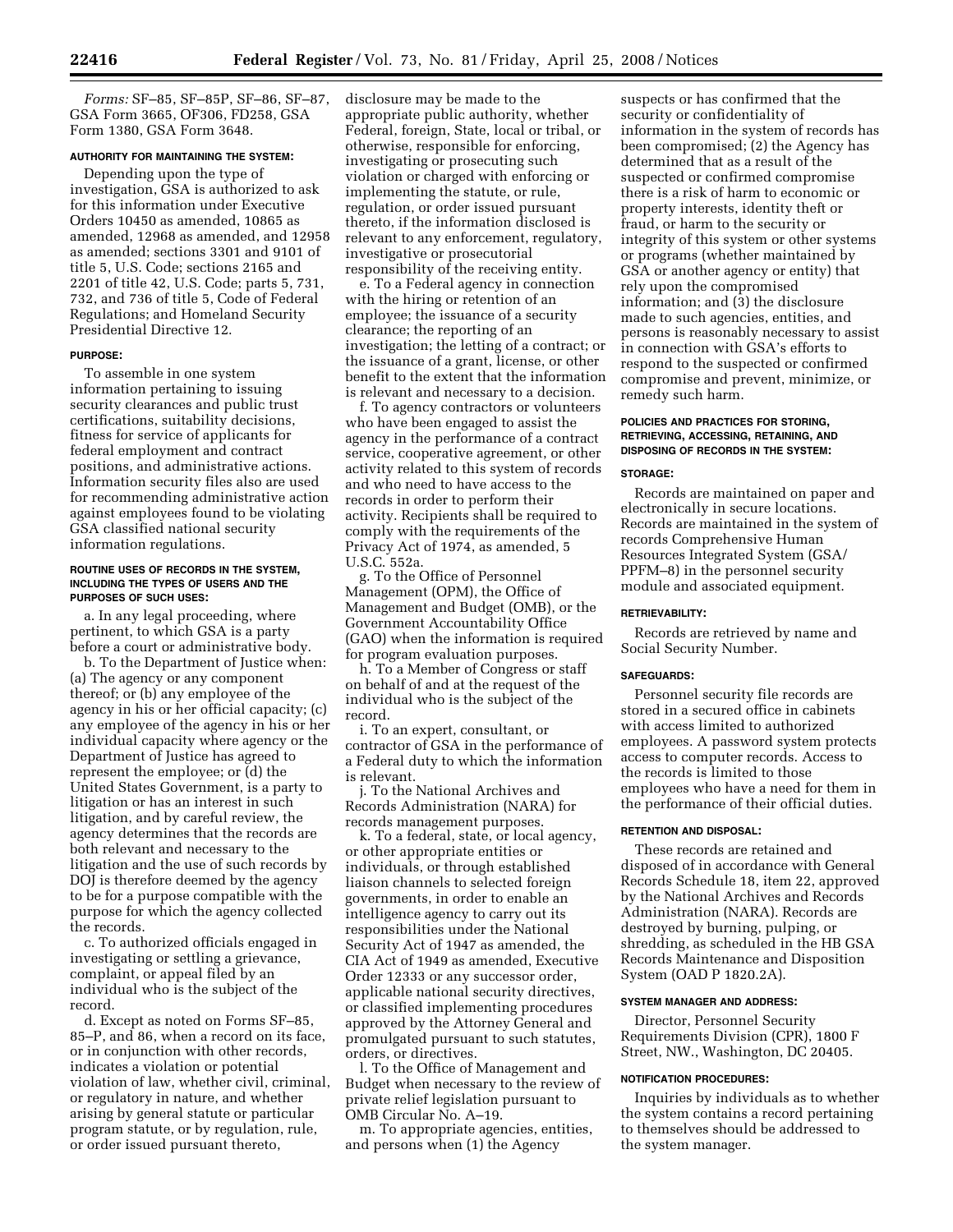*Forms:* SF–85, SF–85P, SF–86, SF–87, GSA Form 3665, OF306, FD258, GSA Form 1380, GSA Form 3648.

#### AUTHORITY FOR MAINTAINING THE SYSTEM:

Depending upon the type of investigation, GSA is authorized to ask for this information under Executive Orders 10450 as amended, 10865 as amended, 12968 as amended, and 12958 as amended; sections 3301 and 9101 of title 5, U.S. Code; sections 2165 and 2201 of title 42, U.S. Code; parts 5, 731, 732, and 736 of title 5, Code of Federal Regulations; and Homeland Security Presidential Directive 12.

#### PURPOSE:

To assemble in one system information pertaining to issuing security clearances and public trust certifications, suitability decisions, fitness for service of applicants for federal employment and contract positions, and administrative actions. Information security files also are used for recommending administrative action against employees found to be violating GSA classified national security information regulations.

#### ROUTINE USES OF RECORDS IN THE SYSTEM, INCLUDING THE TYPES OF USERS AND THE PURPOSES OF SUCH USES:

a. In any legal proceeding, where pertinent, to which GSA is a party before a court or administrative body.

b. To the Department of Justice when: (a) The agency or any component thereof; or (b) any employee of the agency in his or her official capacity; (c) any employee of the agency in his or her individual capacity where agency or the Department of Justice has agreed to represent the employee; or (d) the United States Government, is a party to litigation or has an interest in such litigation, and by careful review, the agency determines that the records are both relevant and necessary to the litigation and the use of such records by DOJ is therefore deemed by the agency to be for a purpose compatible with the purpose for which the agency collected the records.

c. To authorized officials engaged in investigating or settling a grievance, complaint, or appeal filed by an individual who is the subject of the record.

d. Except as noted on Forms SF–85, 85–P, and 86, when a record on its face, or in conjunction with other records, indicates a violation or potential violation of law, whether civil, criminal, or regulatory in nature, and whether arising by general statute or particular program statute, or by regulation, rule, or order issued pursuant thereto, disclosure may be made to the appropriate public authority, whether Federal, foreign, State, local or tribal, or otherwise, responsible for enforcing, investigating or prosecuting such violation or charged with enforcing or implementing the statute, or rule, regulation, or order issued pursuant thereto, if the information disclosed is relevant to any enforcement, regulatory, investigative or prosecutorial responsibility of the receiving entity.

e. To a Federal agency in connection with the hiring or retention of an employee; the issuance of a security clearance; the reporting of an investigation; the letting of a contract; or the issuance of a grant, license, or other benefit to the extent that the information is relevant and necessary to a decision.

f. To agency contractors or volunteers who have been engaged to assist the agency in the performance of a contract service, cooperative agreement, or other activity related to this system of records and who need to have access to the records in order to perform their activity. Recipients shall be required to comply with the requirements of the Privacy Act of 1974, as amended, 5 U.S.C. 552a.

g. To the Office of Personnel Management (OPM), the Office of Management and Budget (OMB), or the Government Accountability Office (GAO) when the information is required for program evaluation purposes.

h. To a Member of Congress or staff on behalf of and at the request of the individual who is the subject of the record.

i. To an expert, consultant, or contractor of GSA in the performance of a Federal duty to which the information is relevant.

j. To the National Archives and Records Administration (NARA) for records management purposes.

k. To a federal, state, or local agency, or other appropriate entities or individuals, or through established liaison channels to selected foreign governments, in order to enable an intelligence agency to carry out its responsibilities under the National Security Act of 1947 as amended, the CIA Act of 1949 as amended, Executive Order 12333 or any successor order, applicable national security directives, or classified implementing procedures approved by the Attorney General and promulgated pursuant to such statutes, orders, or directives.

l. To the Office of Management and Budget when necessary to the review of private relief legislation pursuant to OMB Circular No. A–19.

m. To appropriate agencies, entities, and persons when (1) the Agency suspects or has confirmed that the security or confidentiality of information in the system of records has been compromised; (2) the Agency has determined that as a result of the suspected or confirmed compromise there is a risk of harm to economic or property interests, identity theft or fraud, or harm to the security or integrity of this system or other systems or programs (whether maintained by GSA or another agency or entity) that rely upon the compromised information; and (3) the disclosure made to such agencies, entities, and persons is reasonably necessary to assist in connection with GSA's efforts to respond to the suspected or confirmed compromise and prevent, minimize, or remedy such harm.

#### POLICIES AND PRACTICES FOR STORING, RETRIEVING, ACCESSING, RETAINING, AND DISPOSING OF RECORDS IN THE SYSTEM:

#### STORAGE:

Records are maintained on paper and electronically in secure locations. Records are maintained in the system of records Comprehensive Human Resources Integrated System (GSA/PPFM–8) in the personnel security module and associated equipment.

#### RETRIEVABILITY:

Records are retrieved by name and Social Security Number.

#### SAFEGUARDS:

Personnel security file records are stored in a secured office in cabinets with access limited to authorized employees. A password system protects access to computer records. Access to the records is limited to those employees who have a need for them in the performance of their official duties.

#### RETENTION AND DISPOSAL:

These records are retained and disposed of in accordance with General Records Schedule 18, item 22, approved by the National Archives and Records Administration (NARA). Records are destroyed by burning, pulping, or shredding, as scheduled in the HB GSA Records Maintenance and Disposition System (OAD P 1820.2A).

#### SYSTEM MANAGER AND ADDRESS:

Director, Personnel Security Requirements Division (CPR), 1800 F Street, NW., Washington, DC 20405.

#### NOTIFICATION PROCEDURES:

Inquiries by individuals as to whether the system contains a record pertaining to themselves should be addressed to the system manager.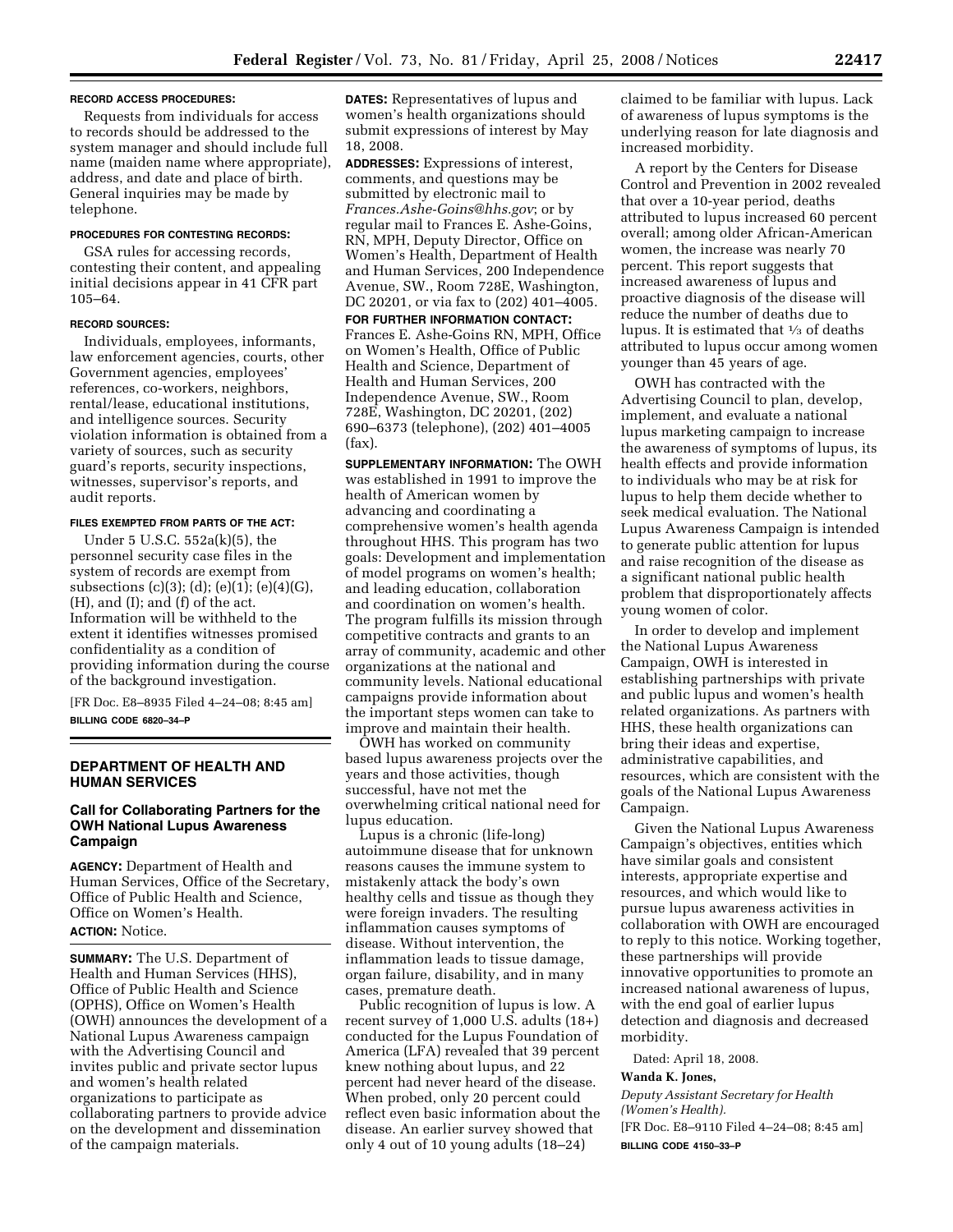**RECORD ACCESS PROCEDURES:**

Requests from individuals for access to records should be addressed to the system manager and should include full name (maiden name where appropriate), address, and date and place of birth. General inquiries may be made by telephone.

**PROCEDURES FOR CONTESTING RECORDS:**

GSA rules for accessing records, contesting their content, and appealing initial decisions appear in 41 CFR part 105–64.

**RECORD SOURCES:**

Individuals, employees, informants, law enforcement agencies, courts, other Government agencies, employees' references, co-workers, neighbors, rental/lease, educational institutions, and intelligence sources. Security violation information is obtained from a variety of sources, such as security guard's reports, security inspections, witnesses, supervisor's reports, and audit reports.

**FILES EXEMPTED FROM PARTS OF THE ACT:**

Under 5 U.S.C. 552a(k)(5), the personnel security case files in the system of records are exempt from subsections (c)(3); (d); (e)(1); (e)(4)(G), (H), and (I); and (f) of the act. Information will be withheld to the extent it identifies witnesses promised confidentiality as a condition of providing information during the course of the background investigation.

[FR Doc. E8–8935 Filed 4–24–08; 8:45 am]

**BILLING CODE 6820–34–P**

## DEPARTMENT OF HEALTH AND HUMAN SERVICES

### Call for Collaborating Partners for the OWH National Lupus Awareness Campaign

**AGENCY:** Department of Health and Human Services, Office of the Secretary, Office of Public Health and Science, Office on Women's Health.

**ACTION:** Notice.

**SUMMARY:** The U.S. Department of Health and Human Services (HHS), Office of Public Health and Science (OPHS), Office on Women's Health (OWH) announces the development of a National Lupus Awareness campaign with the Advertising Council and invites public and private sector lupus and women's health related organizations to participate as collaborating partners to provide advice on the development and dissemination of the campaign materials.

**DATES:** Representatives of lupus and women's health organizations should submit expressions of interest by May 18, 2008.

**ADDRESSES:** Expressions of interest, comments, and questions may be submitted by electronic mail to *Frances.Ashe-Goins@hhs.gov*; or by regular mail to Frances E. Ashe-Goins, RN, MPH, Deputy Director, Office on Women's Health, Department of Health and Human Services, 200 Independence Avenue, SW., Room 728E, Washington, DC 20201, or via fax to (202) 401–4005.

**FOR FURTHER INFORMATION CONTACT:** Frances E. Ashe-Goins RN, MPH, Office on Women's Health, Office of Public Health and Science, Department of Health and Human Services, 200 Independence Avenue, SW., Room 728E, Washington, DC 20201, (202) 690–6373 (telephone), (202) 401–4005 (fax).

**SUPPLEMENTARY INFORMATION:** The OWH was established in 1991 to improve the health of American women by advancing and coordinating a comprehensive women's health agenda throughout HHS. This program has two goals: Development and implementation of model programs on women's health; and leading education, collaboration and coordination on women's health. The program fulfills its mission through competitive contracts and grants to an array of community, academic and other organizations at the national and community levels. National educational campaigns provide information about the important steps women can take to improve and maintain their health.

OWH has worked on community based lupus awareness projects over the years and those activities, though successful, have not met the overwhelming critical national need for lupus education.

Lupus is a chronic (life-long) autoimmune disease that for unknown reasons causes the immune system to mistakenly attack the body's own healthy cells and tissue as though they were foreign invaders. The resulting inflammation causes symptoms of disease. Without intervention, the inflammation leads to tissue damage, organ failure, disability, and in many cases, premature death.

Public recognition of lupus is low. A recent survey of 1,000 U.S. adults (18+) conducted for the Lupus Foundation of America (LFA) revealed that 39 percent knew nothing about lupus, and 22 percent had never heard of the disease. When probed, only 20 percent could reflect even basic information about the disease. An earlier survey showed that only 4 out of 10 young adults (18–24) claimed to be familiar with lupus. Lack of awareness of lupus symptoms is the underlying reason for late diagnosis and increased morbidity.

A report by the Centers for Disease Control and Prevention in 2002 revealed that over a 10-year period, deaths attributed to lupus increased 60 percent overall; among older African-American women, the increase was nearly 70 percent. This report suggests that increased awareness of lupus and proactive diagnosis of the disease will reduce the number of deaths due to lupus. It is estimated that ⅓ of deaths attributed to lupus occur among women younger than 45 years of age.

OWH has contracted with the Advertising Council to plan, develop, implement, and evaluate a national lupus marketing campaign to increase the awareness of symptoms of lupus, its health effects and provide information to individuals who may be at risk for lupus to help them decide whether to seek medical evaluation. The National Lupus Awareness Campaign is intended to generate public attention for lupus and raise recognition of the disease as a significant national public health problem that disproportionately affects young women of color.

In order to develop and implement the National Lupus Awareness Campaign, OWH is interested in establishing partnerships with private and public lupus and women's health related organizations. As partners with HHS, these health organizations can bring their ideas and expertise, administrative capabilities, and resources, which are consistent with the goals of the National Lupus Awareness Campaign.

Given the National Lupus Awareness Campaign's objectives, entities which have similar goals and consistent interests, appropriate expertise and resources, and which would like to pursue lupus awareness activities in collaboration with OWH are encouraged to reply to this notice. Working together, these partnerships will provide innovative opportunities to promote an increased national awareness of lupus, with the end goal of earlier lupus detection and diagnosis and decreased morbidity.

Dated: April 18, 2008.

**Wanda K. Jones,**

*Deputy Assistant Secretary for Health (Women's Health).*

[FR Doc. E8–9110 Filed 4–24–08; 8:45 am]

**BILLING CODE 4150–33–P**